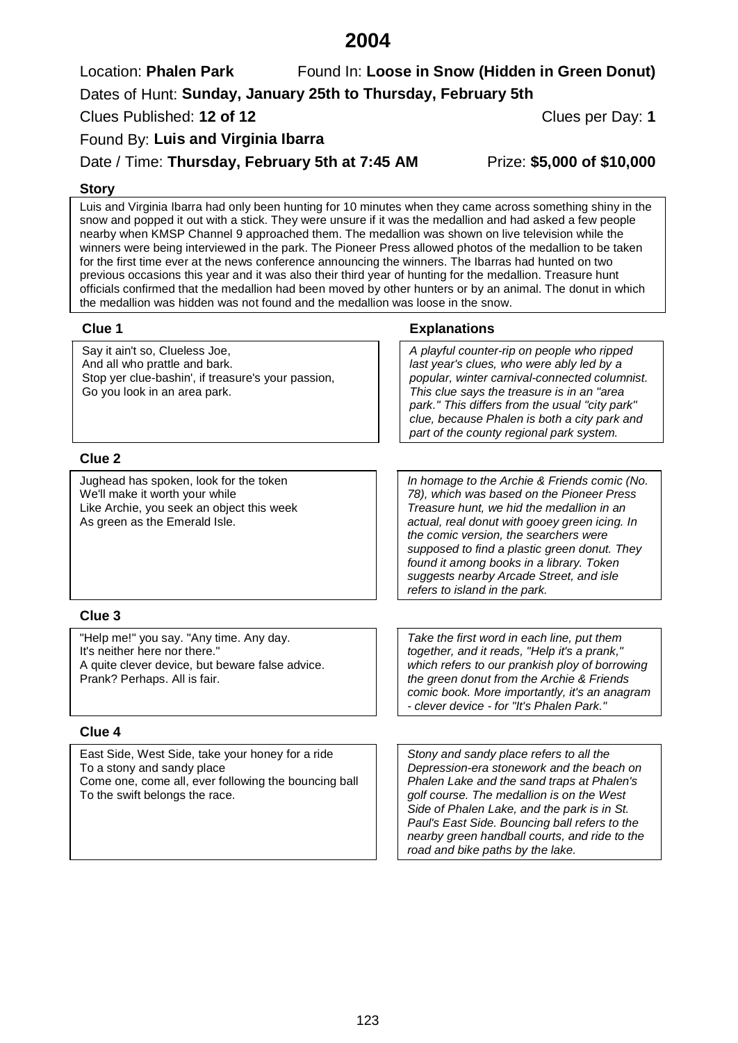# 2004

Location: **Phalen Park** Found In: **Loose in Snow (Hidden in Green Donut)**

Dates of Hunt: **Sunday, January 25th to Thursday, February 5th**

Clues Published: **12 of 12** Clues per Day: **1**

Found By: **Luis and Virginia Ibarra**

Date / Time: **Thursday, February 5th at 7:45 AM** Prize: **$5,000 of $10,000**

### Story

Luis and Virginia Ibarra had only been hunting for 10 minutes when they came across something shiny in the snow and popped it out with a stick. They were unsure if it was the medallion and had asked a few people nearby when KMSP Channel 9 approached them. The medallion was shown on live television while the winners were being interviewed in the park. The Pioneer Press allowed photos of the medallion to be taken for the first time ever at the news conference announcing the winners. The Ibarras had hunted on two previous occasions this year and it was also their third year of hunting for the medallion. Treasure hunt officials confirmed that the medallion had been moved by other hunters or by an animal. The donut in which the medallion was hidden was not found and the medallion was loose in the snow.

### Clue 1

Say it ain't so, Clueless Joe,
And all who prattle and bark.
Stop yer clue-bashin', if treasure's your passion,
Go you look in an area park.

**Explanations**

*A playful counter-rip on people who ripped last year's clues, who were ably led by a popular, winter carnival-connected columnist. This clue says the treasure is in an "area park." This differs from the usual "city park" clue, because Phalen is both a city park and part of the county regional park system.*

### Clue 2

Jughead has spoken, look for the token
We'll make it worth your while
Like Archie, you seek an object this week
As green as the Emerald Isle.

*In homage to the Archie & Friends comic (No. 78), which was based on the Pioneer Press Treasure hunt, we hid the medallion in an actual, real donut with gooey green icing. In the comic version, the searchers were supposed to find a plastic green donut. They found it among books in a library. Token suggests nearby Arcade Street, and isle refers to island in the park.*

### Clue 3

"Help me!" you say. "Any time. Any day.
It's neither here nor there."
A quite clever device, but beware false advice.
Prank? Perhaps. All is fair.

*Take the first word in each line, put them together, and it reads, "Help it's a prank," which refers to our prankish ploy of borrowing the green donut from the Archie & Friends comic book. More importantly, it's an anagram - clever device - for "It's Phalen Park."*

### Clue 4

East Side, West Side, take your honey for a ride
To a stony and sandy place
Come one, come all, ever following the bouncing ball
To the swift belongs the race.

*Stony and sandy place refers to all the Depression-era stonework and the beach on Phalen Lake and the sand traps at Phalen's golf course. The medallion is on the West Side of Phalen Lake, and the park is in St. Paul's East Side. Bouncing ball refers to the nearby green handball courts, and ride to the road and bike paths by the lake.*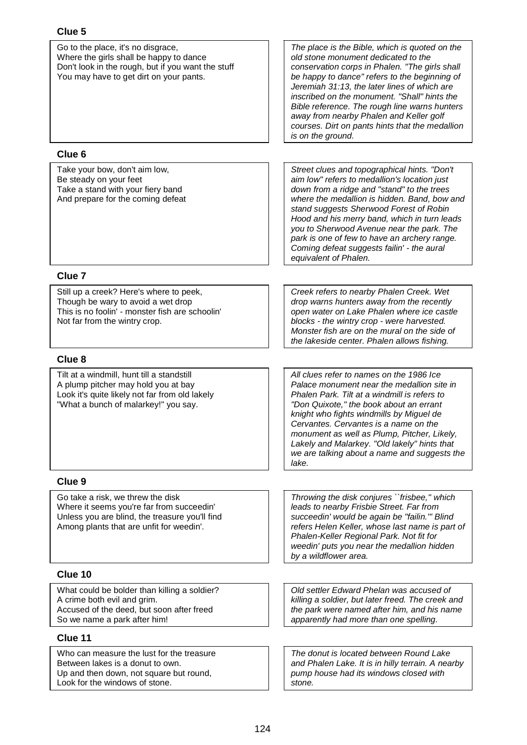## Clue 5

| | |
|---|---|
| Go to the place, it's no disgrace,<br>Where the girls shall be happy to dance<br>Don't look in the rough, but if you want the stuff<br>You may have to get dirt on your pants. | *The place is the Bible, which is quoted on the old stone monument dedicated to the conservation corps in Phalen. "The girls shall be happy to dance" refers to the beginning of Jeremiah 31:13, the later lines of which are inscribed on the monument. "Shall" hints the Bible reference. The rough line warns hunters away from nearby Phalen and Keller golf courses. Dirt on pants hints that the medallion is on the ground.* |

## Clue 6

| | |
|---|---|
| Take your bow, don't aim low,<br>Be steady on your feet<br>Take a stand with your fiery band<br>And prepare for the coming defeat | *Street clues and topographical hints. "Don't aim low" refers to medallion's location just down from a ridge and "stand" to the trees where the medallion is hidden. Band, bow and stand suggests Sherwood Forest of Robin Hood and his merry band, which in turn leads you to Sherwood Avenue near the park. The park is one of few to have an archery range. Coming defeat suggests failin' - the aural equivalent of Phalen.* |

## Clue 7

| | |
|---|---|
| Still up a creek? Here's where to peek,<br>Though be wary to avoid a wet drop<br>This is no foolin' - monster fish are schoolin'<br>Not far from the wintry crop. | *Creek refers to nearby Phalen Creek. Wet drop warns hunters away from the recently open water on Lake Phalen where ice castle blocks - the wintry crop - were harvested. Monster fish are on the mural on the side of the lakeside center. Phalen allows fishing.* |

## Clue 8

| | |
|---|---|
| Tilt at a windmill, hunt till a standstill<br>A plump pitcher may hold you at bay<br>Look it's quite likely not far from old lakely<br>"What a bunch of malarkey!" you say. | *All clues refer to names on the 1986 Ice Palace monument near the medallion site in Phalen Park. Tilt at a windmill is refers to "Don Quixote," the book about an errant knight who fights windmills by Miguel de Cervantes. Cervantes is a name on the monument as well as Plump, Pitcher, Likely, Lakely and Malarkey. "Old lakely" hints that we are talking about a name and suggests the lake.* |

## Clue 9

| | |
|---|---|
| Go take a risk, we threw the disk<br>Where it seems you're far from succeedin'<br>Unless you are blind, the treasure you'll find<br>Among plants that are unfit for weedin'. | *Throwing the disk conjures ``frisbee," which leads to nearby Frisbie Street. Far from succeedin' would be again be "failin.'" Blind refers Helen Keller, whose last name is part of Phalen-Keller Regional Park. Not fit for weedin' puts you near the medallion hidden by a wildflower area.* |

## Clue 10

| | |
|---|---|
| What could be bolder than killing a soldier?<br>A crime both evil and grim.<br>Accused of the deed, but soon after freed<br>So we name a park after him! | *Old settler Edward Phelan was accused of killing a soldier, but later freed. The creek and the park were named after him, and his name apparently had more than one spelling.* |

## Clue 11

| | |
|---|---|
| Who can measure the lust for the treasure<br>Between lakes is a donut to own.<br>Up and then down, not square but round,<br>Look for the windows of stone. | *The donut is located between Round Lake and Phalen Lake. It is in hilly terrain. A nearby pump house had its windows closed with stone.* |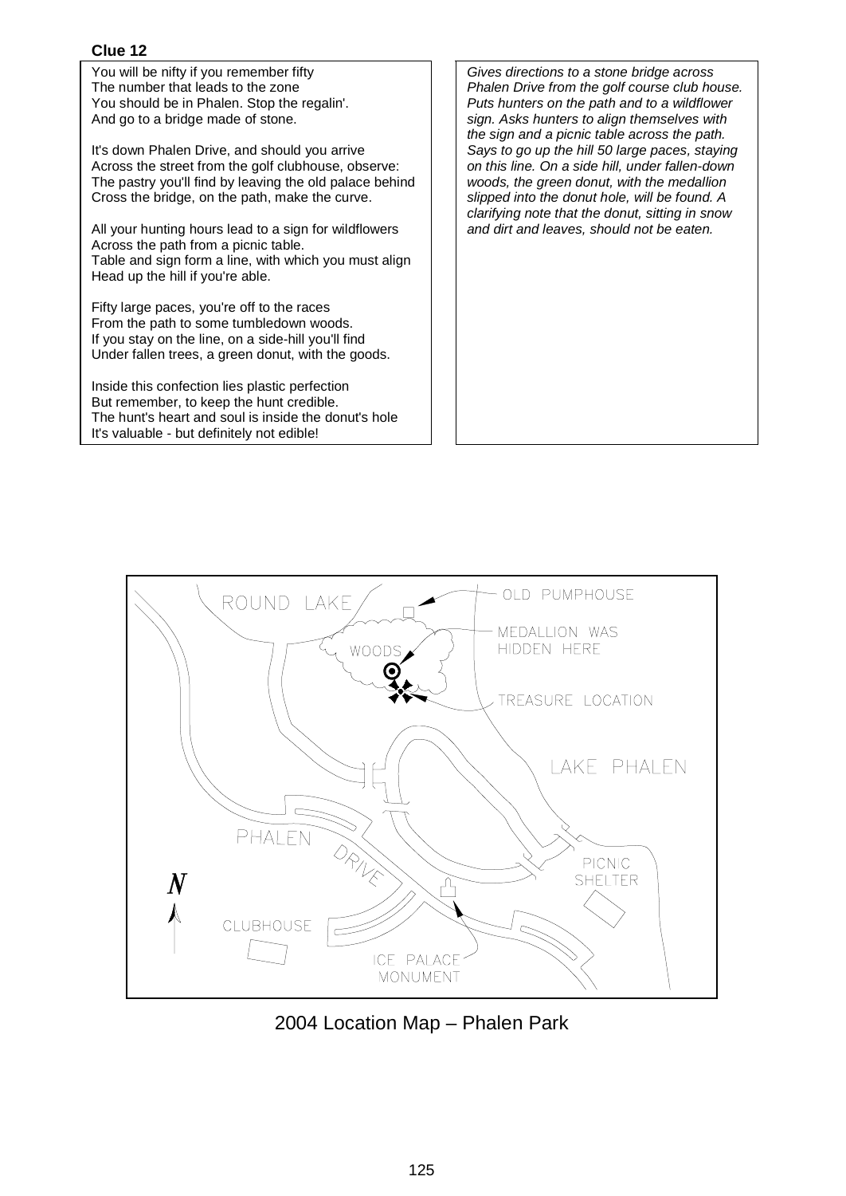**Clue 12**

| | |
|---|---|
| You will be nifty if you remember fifty<br>The number that leads to the zone<br>You should be in Phalen. Stop the regalin'.<br>And go to a bridge made of stone.<br><br>It's down Phalen Drive, and should you arrive<br>Across the street from the golf clubhouse, observe:<br>The pastry you'll find by leaving the old palace behind<br>Cross the bridge, on the path, make the curve.<br><br>All your hunting hours lead to a sign for wildflowers<br>Across the path from a picnic table.<br>Table and sign form a line, with which you must align<br>Head up the hill if you're able.<br><br>Fifty large paces, you're off to the races<br>From the path to some tumbledown woods.<br>If you stay on the line, on a side-hill you'll find<br>Under fallen trees, a green donut, with the goods.<br><br>Inside this confection lies plastic perfection<br>But remember, to keep the hunt credible.<br>The hunt's heart and soul is inside the donut's hole<br>It's valuable - but definitely not edible! | *Gives directions to a stone bridge across Phalen Drive from the golf course club house. Puts hunters on the path and to a wildflower sign. Asks hunters to align themselves with the sign and a picnic table across the path. Says to go up the hill 50 large paces, staying on this line. On a side hill, under fallen-down woods, the green donut, with the medallion slipped into the donut hole, will be found. A clarifying note that the donut, sitting in snow and dirt and leaves, should not be eaten.* |

ROUND LAKE
OLD PUMPHOUSE
WOODS
MEDALLION WAS HIDDEN HERE
TREASURE LOCATION
LAKE PHALEN
PHALEN DRIVE
PICNIC SHELTER
N
CLUBHOUSE
ICE PALACE MONUMENT

2004 Location Map – Phalen Park